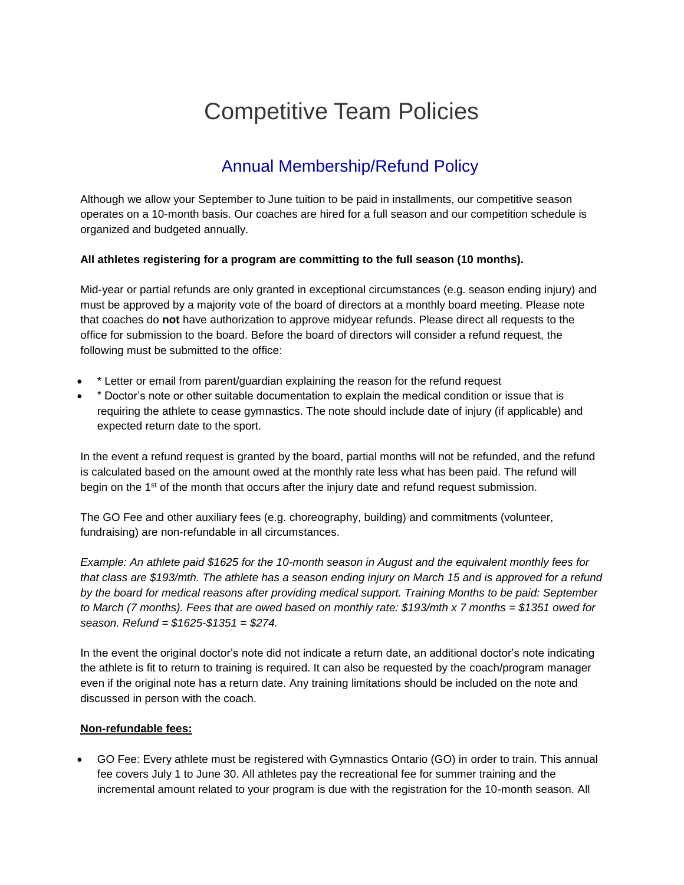# Competitive Team Policies

## Annual Membership/Refund Policy

Although we allow your September to June tuition to be paid in installments, our competitive season operates on a 10-month basis. Our coaches are hired for a full season and our competition schedule is organized and budgeted annually.

**All athletes registering for a program are committing to the full season (10 months).**

Mid-year or partial refunds are only granted in exceptional circumstances (e.g. season ending injury) and must be approved by a majority vote of the board of directors at a monthly board meeting. Please note that coaches do **not** have authorization to approve midyear refunds. Please direct all requests to the office for submission to the board. Before the board of directors will consider a refund request, the following must be submitted to the office:

- * Letter or email from parent/guardian explaining the reason for the refund request
- * Doctor's note or other suitable documentation to explain the medical condition or issue that is requiring the athlete to cease gymnastics. The note should include date of injury (if applicable) and expected return date to the sport.

In the event a refund request is granted by the board, partial months will not be refunded, and the refund is calculated based on the amount owed at the monthly rate less what has been paid. The refund will begin on the 1st of the month that occurs after the injury date and refund request submission.

The GO Fee and other auxiliary fees (e.g. choreography, building) and commitments (volunteer, fundraising) are non-refundable in all circumstances.

*Example: An athlete paid $1625 for the 10-month season in August and the equivalent monthly fees for that class are $193/mth. The athlete has a season ending injury on March 15 and is approved for a refund by the board for medical reasons after providing medical support. Training Months to be paid: September to March (7 months). Fees that are owed based on monthly rate: $193/mth x 7 months = $1351 owed for season. Refund = $1625-$1351 = $274.*

In the event the original doctor's note did not indicate a return date, an additional doctor's note indicating the athlete is fit to return to training is required. It can also be requested by the coach/program manager even if the original note has a return date. Any training limitations should be included on the note and discussed in person with the coach.

**Non-refundable fees:**

- GO Fee: Every athlete must be registered with Gymnastics Ontario (GO) in order to train. This annual fee covers July 1 to June 30. All athletes pay the recreational fee for summer training and the incremental amount related to your program is due with the registration for the 10-month season. All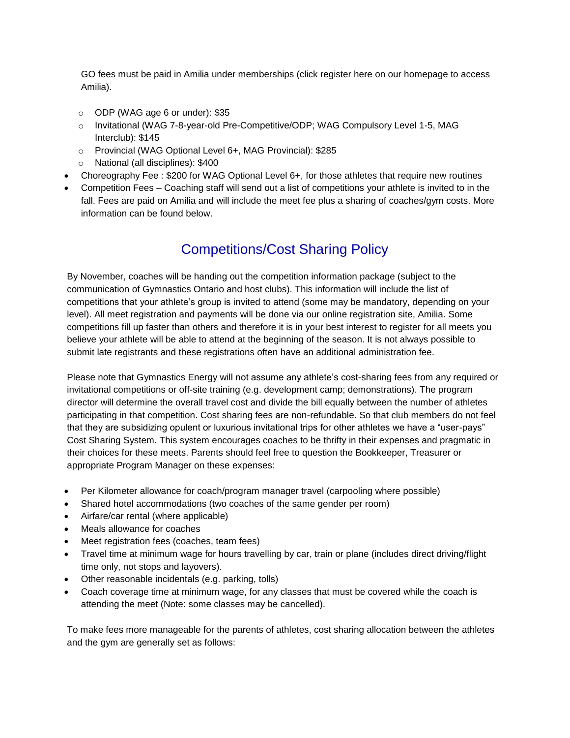GO fees must be paid in Amilia under memberships (click register here on our homepage to access Amilia).

  - ODP (WAG age 6 or under): $35
  - Invitational (WAG 7-8-year-old Pre-Competitive/ODP; WAG Compulsory Level 1-5, MAG Interclub): $145
  - Provincial (WAG Optional Level 6+, MAG Provincial): $285
  - National (all disciplines): $400
- Choreography Fee : $200 for WAG Optional Level 6+, for those athletes that require new routines
- Competition Fees – Coaching staff will send out a list of competitions your athlete is invited to in the fall. Fees are paid on Amilia and will include the meet fee plus a sharing of coaches/gym costs. More information can be found below.

## Competitions/Cost Sharing Policy

By November, coaches will be handing out the competition information package (subject to the communication of Gymnastics Ontario and host clubs). This information will include the list of competitions that your athlete's group is invited to attend (some may be mandatory, depending on your level). All meet registration and payments will be done via our online registration site, Amilia. Some competitions fill up faster than others and therefore it is in your best interest to register for all meets you believe your athlete will be able to attend at the beginning of the season. It is not always possible to submit late registrants and these registrations often have an additional administration fee.

Please note that Gymnastics Energy will not assume any athlete's cost-sharing fees from any required or invitational competitions or off-site training (e.g. development camp; demonstrations). The program director will determine the overall travel cost and divide the bill equally between the number of athletes participating in that competition. Cost sharing fees are non-refundable. So that club members do not feel that they are subsidizing opulent or luxurious invitational trips for other athletes we have a "user-pays" Cost Sharing System. This system encourages coaches to be thrifty in their expenses and pragmatic in their choices for these meets. Parents should feel free to question the Bookkeeper, Treasurer or appropriate Program Manager on these expenses:

- Per Kilometer allowance for coach/program manager travel (carpooling where possible)
- Shared hotel accommodations (two coaches of the same gender per room)
- Airfare/car rental (where applicable)
- Meals allowance for coaches
- Meet registration fees (coaches, team fees)
- Travel time at minimum wage for hours travelling by car, train or plane (includes direct driving/flight time only, not stops and layovers).
- Other reasonable incidentals (e.g. parking, tolls)
- Coach coverage time at minimum wage, for any classes that must be covered while the coach is attending the meet (Note: some classes may be cancelled).

To make fees more manageable for the parents of athletes, cost sharing allocation between the athletes and the gym are generally set as follows: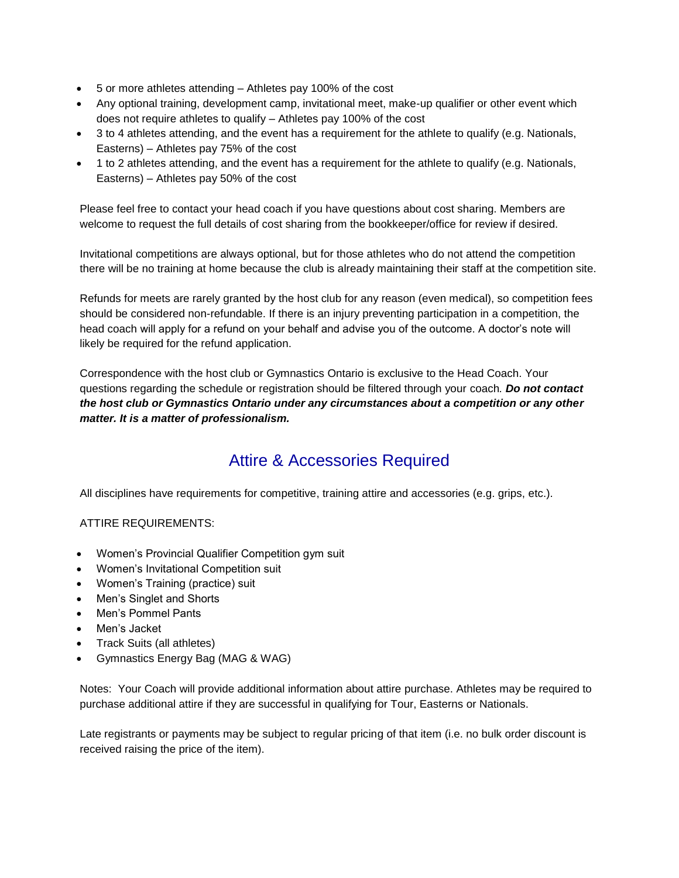- 5 or more athletes attending – Athletes pay 100% of the cost
- Any optional training, development camp, invitational meet, make-up qualifier or other event which does not require athletes to qualify – Athletes pay 100% of the cost
- 3 to 4 athletes attending, and the event has a requirement for the athlete to qualify (e.g. Nationals, Easterns) – Athletes pay 75% of the cost
- 1 to 2 athletes attending, and the event has a requirement for the athlete to qualify (e.g. Nationals, Easterns) – Athletes pay 50% of the cost

Please feel free to contact your head coach if you have questions about cost sharing. Members are welcome to request the full details of cost sharing from the bookkeeper/office for review if desired.

Invitational competitions are always optional, but for those athletes who do not attend the competition there will be no training at home because the club is already maintaining their staff at the competition site.

Refunds for meets are rarely granted by the host club for any reason (even medical), so competition fees should be considered non-refundable. If there is an injury preventing participation in a competition, the head coach will apply for a refund on your behalf and advise you of the outcome. A doctor's note will likely be required for the refund application.

Correspondence with the host club or Gymnastics Ontario is exclusive to the Head Coach. Your questions regarding the schedule or registration should be filtered through your coach. ***Do not contact the host club or Gymnastics Ontario under any circumstances about a competition or any other matter. It is a matter of professionalism.***

## Attire & Accessories Required

All disciplines have requirements for competitive, training attire and accessories (e.g. grips, etc.).

ATTIRE REQUIREMENTS:

- Women's Provincial Qualifier Competition gym suit
- Women's Invitational Competition suit
- Women's Training (practice) suit
- Men's Singlet and Shorts
- Men's Pommel Pants
- Men's Jacket
- Track Suits (all athletes)
- Gymnastics Energy Bag (MAG & WAG)

Notes: Your Coach will provide additional information about attire purchase. Athletes may be required to purchase additional attire if they are successful in qualifying for Tour, Easterns or Nationals.

Late registrants or payments may be subject to regular pricing of that item (i.e. no bulk order discount is received raising the price of the item).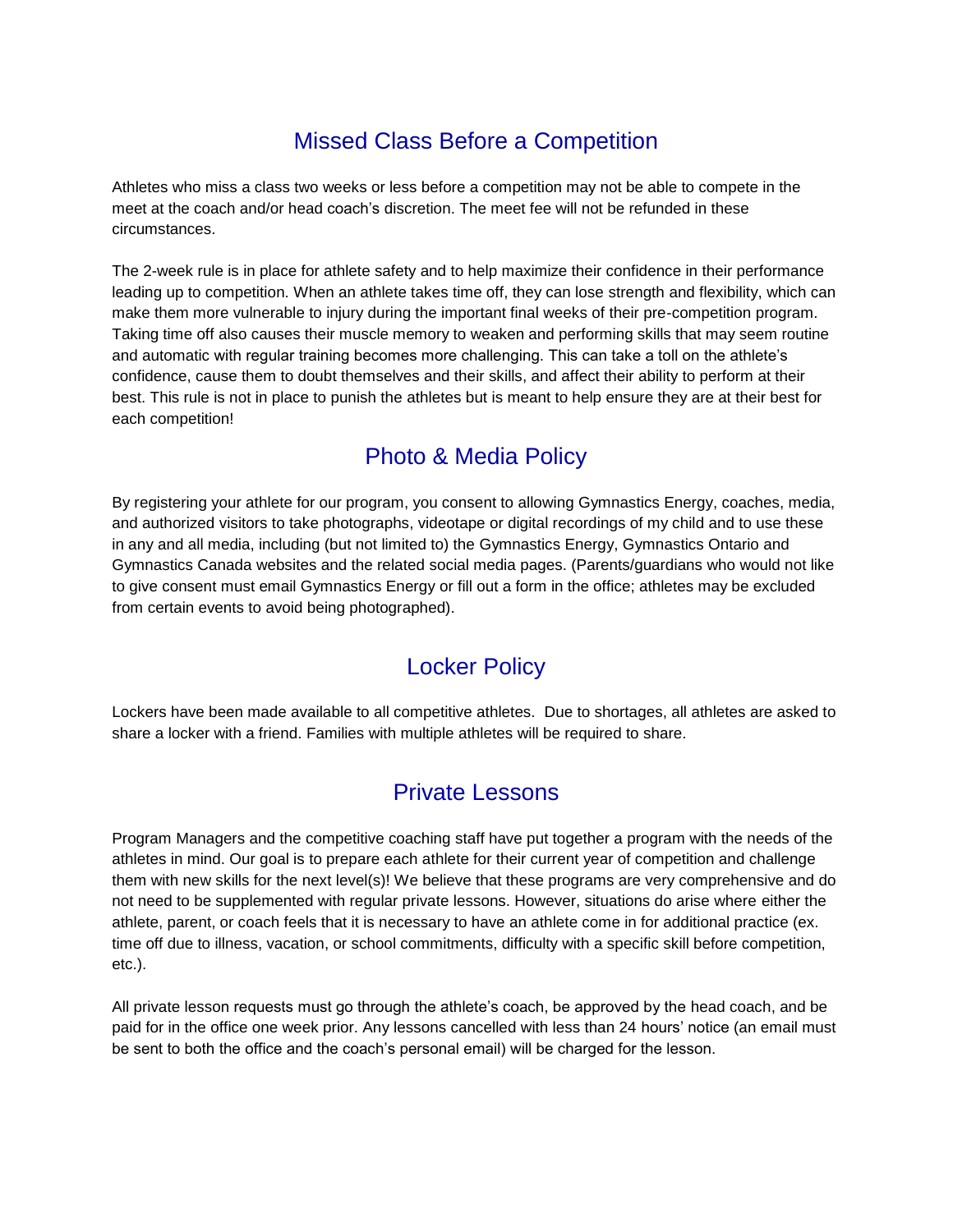## Missed Class Before a Competition

Athletes who miss a class two weeks or less before a competition may not be able to compete in the meet at the coach and/or head coach's discretion. The meet fee will not be refunded in these circumstances.

The 2-week rule is in place for athlete safety and to help maximize their confidence in their performance leading up to competition. When an athlete takes time off, they can lose strength and flexibility, which can make them more vulnerable to injury during the important final weeks of their pre-competition program. Taking time off also causes their muscle memory to weaken and performing skills that may seem routine and automatic with regular training becomes more challenging. This can take a toll on the athlete's confidence, cause them to doubt themselves and their skills, and affect their ability to perform at their best. This rule is not in place to punish the athletes but is meant to help ensure they are at their best for each competition!

## Photo & Media Policy

By registering your athlete for our program, you consent to allowing Gymnastics Energy, coaches, media, and authorized visitors to take photographs, videotape or digital recordings of my child and to use these in any and all media, including (but not limited to) the Gymnastics Energy, Gymnastics Ontario and Gymnastics Canada websites and the related social media pages. (Parents/guardians who would not like to give consent must email Gymnastics Energy or fill out a form in the office; athletes may be excluded from certain events to avoid being photographed).

## Locker Policy

Lockers have been made available to all competitive athletes. Due to shortages, all athletes are asked to share a locker with a friend. Families with multiple athletes will be required to share.

## Private Lessons

Program Managers and the competitive coaching staff have put together a program with the needs of the athletes in mind. Our goal is to prepare each athlete for their current year of competition and challenge them with new skills for the next level(s)! We believe that these programs are very comprehensive and do not need to be supplemented with regular private lessons. However, situations do arise where either the athlete, parent, or coach feels that it is necessary to have an athlete come in for additional practice (ex. time off due to illness, vacation, or school commitments, difficulty with a specific skill before competition, etc.).

All private lesson requests must go through the athlete's coach, be approved by the head coach, and be paid for in the office one week prior. Any lessons cancelled with less than 24 hours' notice (an email must be sent to both the office and the coach's personal email) will be charged for the lesson.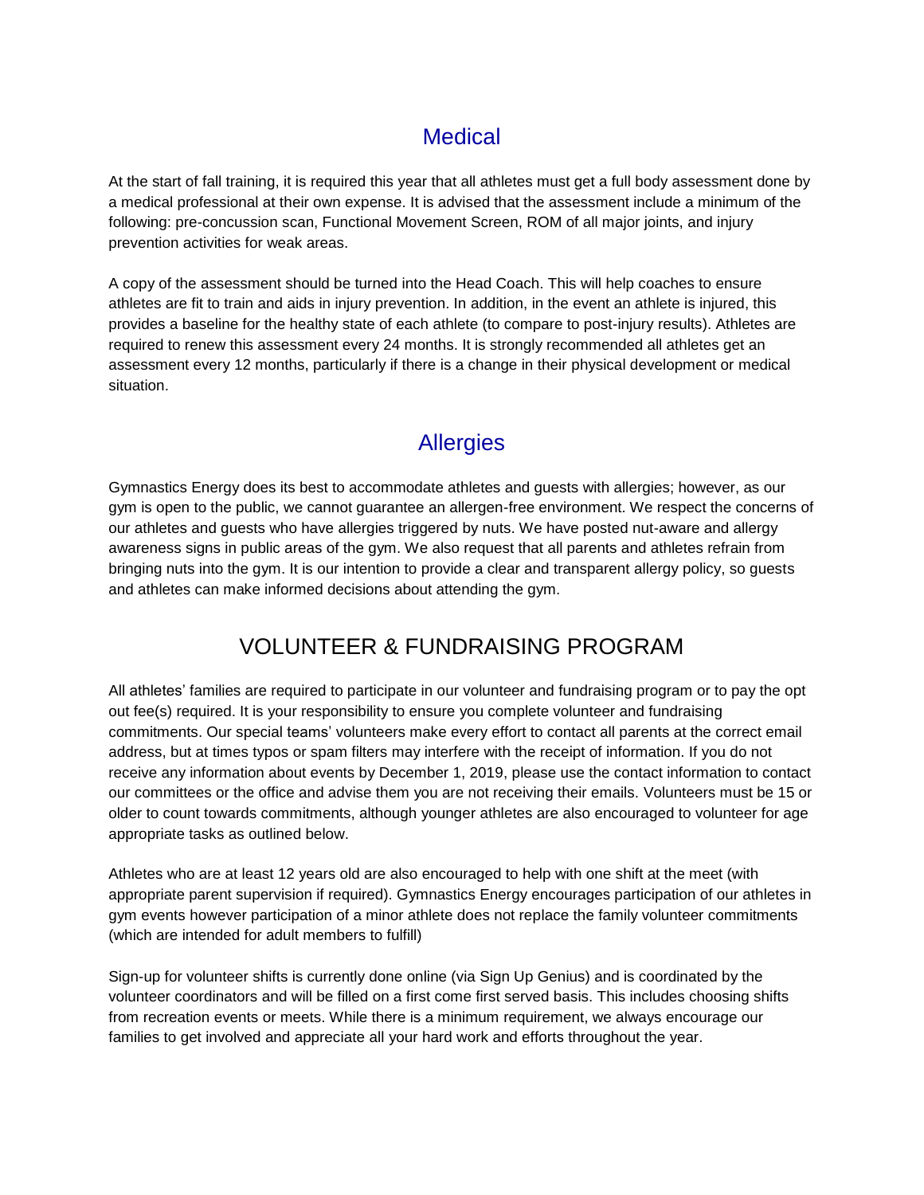## Medical

At the start of fall training, it is required this year that all athletes must get a full body assessment done by a medical professional at their own expense. It is advised that the assessment include a minimum of the following: pre-concussion scan, Functional Movement Screen, ROM of all major joints, and injury prevention activities for weak areas.

A copy of the assessment should be turned into the Head Coach. This will help coaches to ensure athletes are fit to train and aids in injury prevention. In addition, in the event an athlete is injured, this provides a baseline for the healthy state of each athlete (to compare to post-injury results). Athletes are required to renew this assessment every 24 months. It is strongly recommended all athletes get an assessment every 12 months, particularly if there is a change in their physical development or medical situation.

## Allergies

Gymnastics Energy does its best to accommodate athletes and guests with allergies; however, as our gym is open to the public, we cannot guarantee an allergen-free environment. We respect the concerns of our athletes and guests who have allergies triggered by nuts. We have posted nut-aware and allergy awareness signs in public areas of the gym. We also request that all parents and athletes refrain from bringing nuts into the gym. It is our intention to provide a clear and transparent allergy policy, so guests and athletes can make informed decisions about attending the gym.

## VOLUNTEER & FUNDRAISING PROGRAM

All athletes' families are required to participate in our volunteer and fundraising program or to pay the opt out fee(s) required. It is your responsibility to ensure you complete volunteer and fundraising commitments. Our special teams' volunteers make every effort to contact all parents at the correct email address, but at times typos or spam filters may interfere with the receipt of information. If you do not receive any information about events by December 1, 2019, please use the contact information to contact our committees or the office and advise them you are not receiving their emails. Volunteers must be 15 or older to count towards commitments, although younger athletes are also encouraged to volunteer for age appropriate tasks as outlined below.

Athletes who are at least 12 years old are also encouraged to help with one shift at the meet (with appropriate parent supervision if required). Gymnastics Energy encourages participation of our athletes in gym events however participation of a minor athlete does not replace the family volunteer commitments (which are intended for adult members to fulfill)

Sign-up for volunteer shifts is currently done online (via Sign Up Genius) and is coordinated by the volunteer coordinators and will be filled on a first come first served basis. This includes choosing shifts from recreation events or meets. While there is a minimum requirement, we always encourage our families to get involved and appreciate all your hard work and efforts throughout the year.